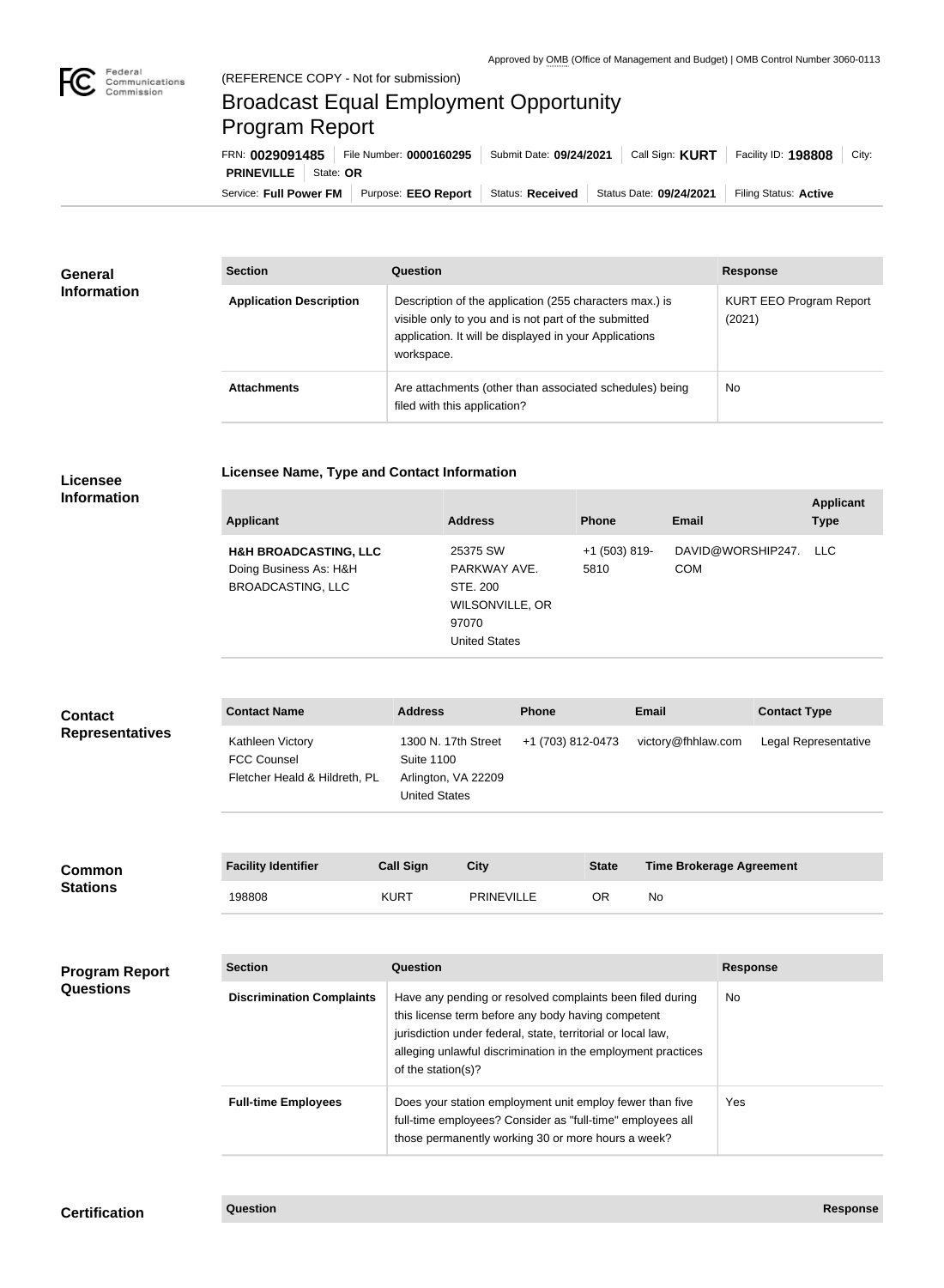Approved by OMB (Office of Management and Budget) | OMB Control Number 3060-0113

(REFERENCE COPY - Not for submission)

# Broadcast Equal Employment Opportunity Program Report

FRN: **0029091485** | File Number: **0000160295** | Submit Date: **09/24/2021** | Call Sign: **KURT** | Facility ID: **198808** | City: **PRINEVILLE** | State: **OR**

Service: **Full Power FM** | Purpose: **EEO Report** | Status: **Received** | Status Date: **09/24/2021** | Filing Status: **Active**

## General Information

| Section | Question | Response |
| --- | --- | --- |
| **Application Description** | Description of the application (255 characters max.) is visible only to you and is not part of the submitted application. It will be displayed in your Applications workspace. | KURT EEO Program Report (2021) |
| **Attachments** | Are attachments (other than associated schedules) being filed with this application? | No |

## Licensee Information

**Licensee Name, Type and Contact Information**

| Applicant | Address | Phone | Email | Applicant Type |
| --- | --- | --- | --- | --- |
| **H&H BROADCASTING, LLC** Doing Business As: H&H BROADCASTING, LLC | 25375 SW PARKWAY AVE. STE. 200 WILSONVILLE, OR 97070 United States | +1 (503) 819-5810 | DAVID@WORSHIP247.COM | LLC |

## Contact Representatives

| Contact Name | Address | Phone | Email | Contact Type |
| --- | --- | --- | --- | --- |
| Kathleen Victory FCC Counsel Fletcher Heald & Hildreth, PL | 1300 N. 17th Street Suite 1100 Arlington, VA 22209 United States | +1 (703) 812-0473 | victory@fhhlaw.com | Legal Representative |

## Common Stations

| Facility Identifier | Call Sign | City | State | Time Brokerage Agreement |
| --- | --- | --- | --- | --- |
| 198808 | KURT | PRINEVILLE | OR | No |

## Program Report Questions

| Section | Question | Response |
| --- | --- | --- |
| **Discrimination Complaints** | Have any pending or resolved complaints been filed during this license term before any body having competent jurisdiction under federal, state, territorial or local law, alleging unlawful discrimination in the employment practices of the station(s)? | No |
| **Full-time Employees** | Does your station employment unit employ fewer than five full-time employees? Consider as "full-time" employees all those permanently working 30 or more hours a week? | Yes |

## Certification

| Question | Response |
| --- | --- |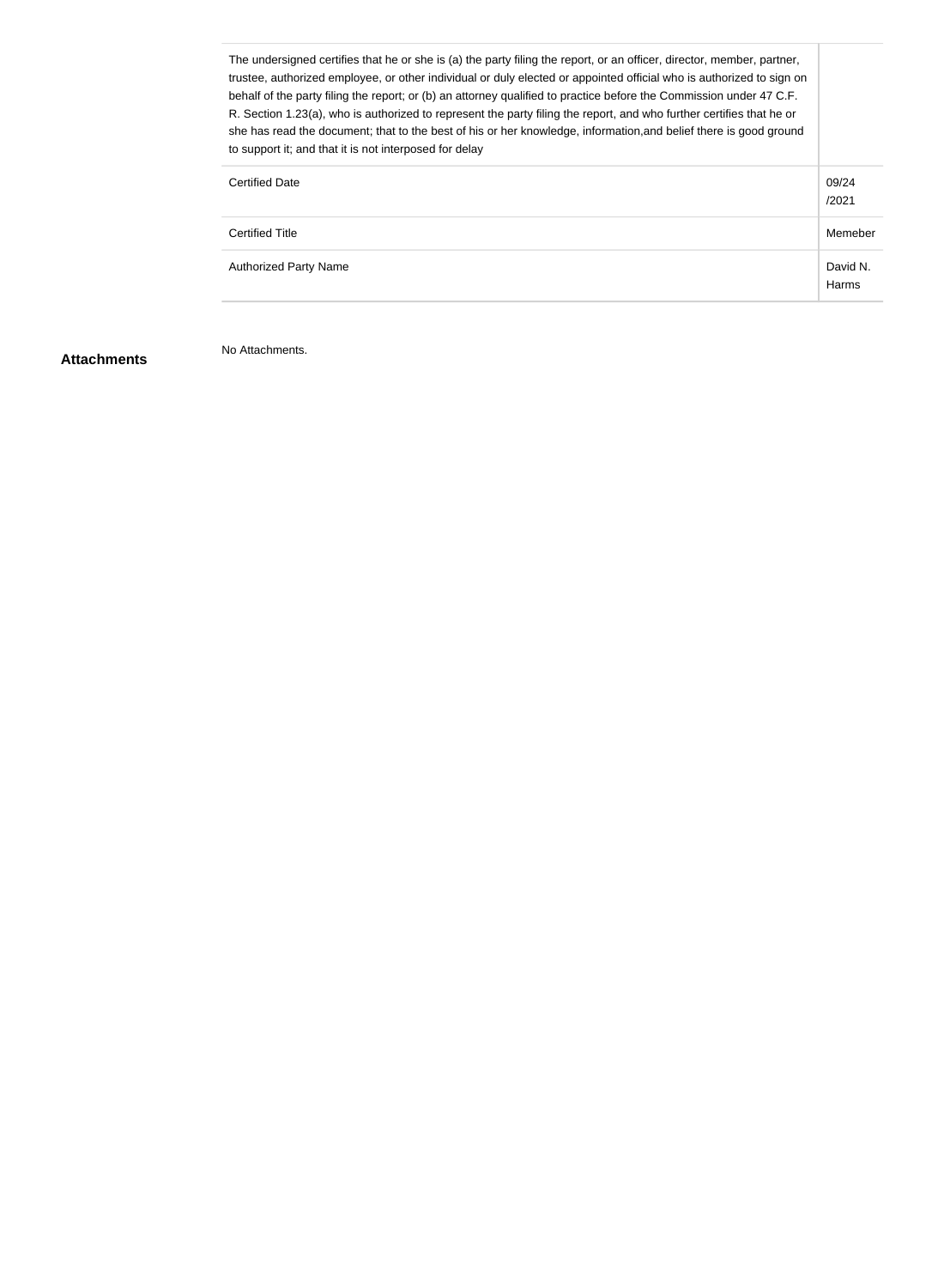| | |
|---|---|
| The undersigned certifies that he or she is (a) the party filing the report, or an officer, director, member, partner, trustee, authorized employee, or other individual or duly elected or appointed official who is authorized to sign on behalf of the party filing the report; or (b) an attorney qualified to practice before the Commission under 47 C.F. R. Section 1.23(a), who is authorized to represent the party filing the report, and who further certifies that he or she has read the document; that to the best of his or her knowledge, information,and belief there is good ground to support it; and that it is not interposed for delay | |
| Certified Date | 09/24/2021 |
| Certified Title | Memeber |
| Authorized Party Name | David N. Harms |

**Attachments**

No Attachments.